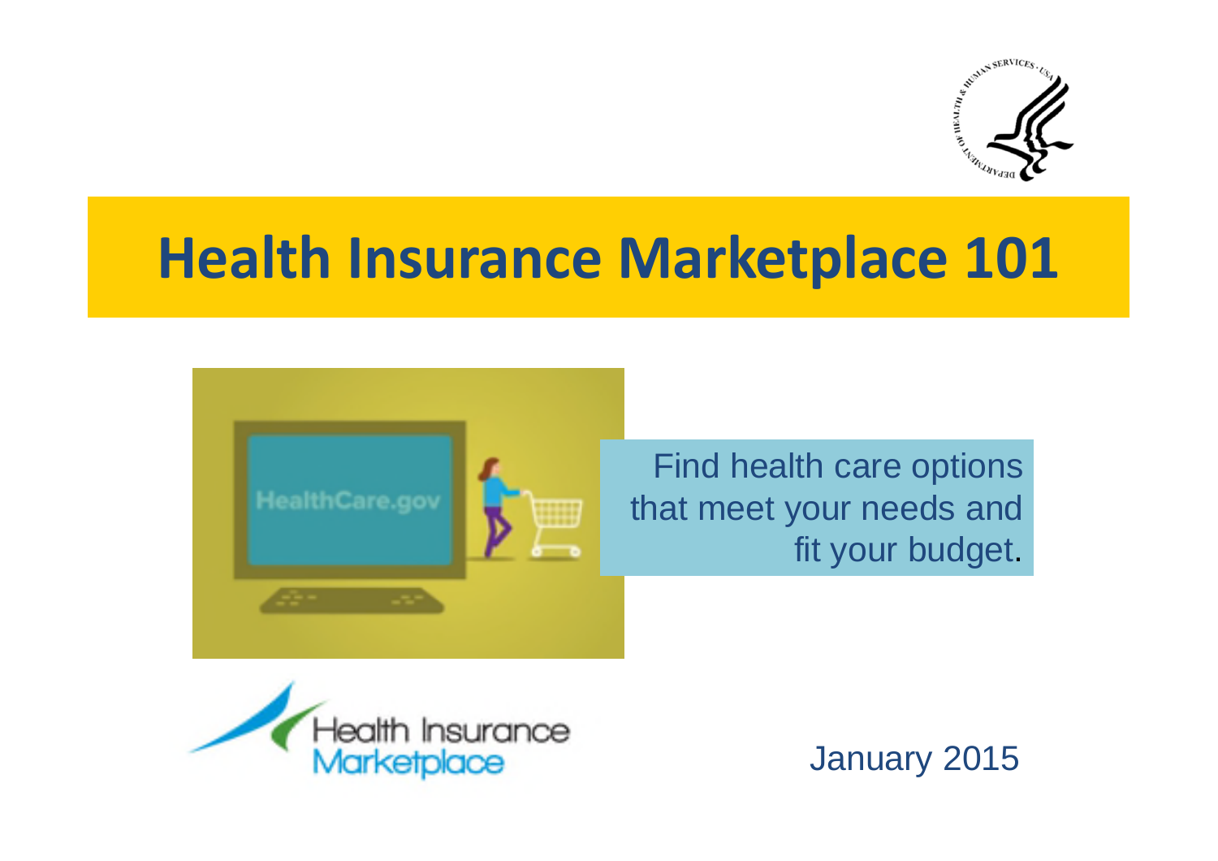# Health Insurance Marketplace 101

Find health care options that meet your needs and fit your budget.

January 2015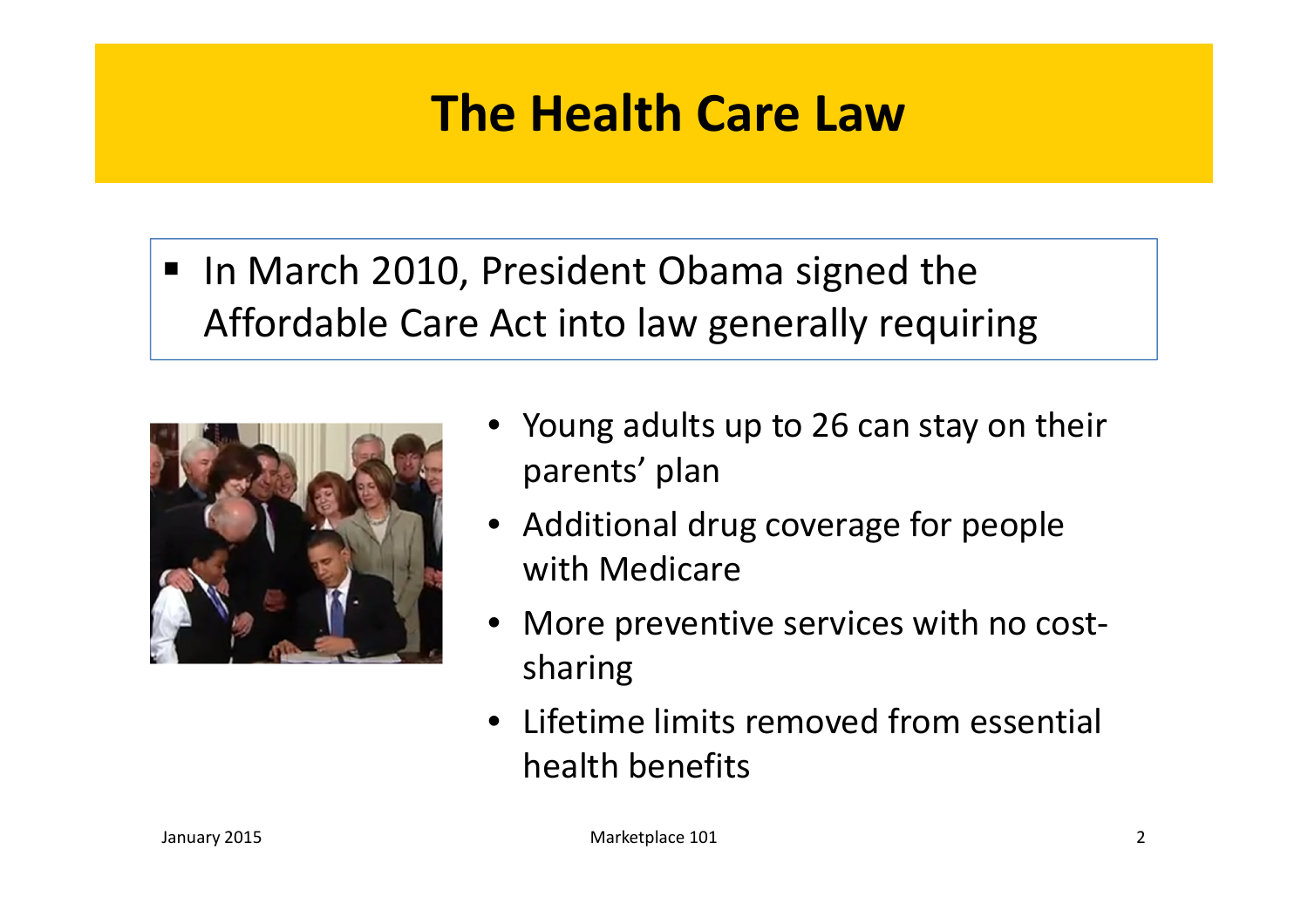# The Health Care Law

- In March 2010, President Obama signed the Affordable Care Act into law generally requiring

  - Young adults up to 26 can stay on their parents' plan
  - Additional drug coverage for people with Medicare
  - More preventive services with no cost-sharing
  - Lifetime limits removed from essential health benefits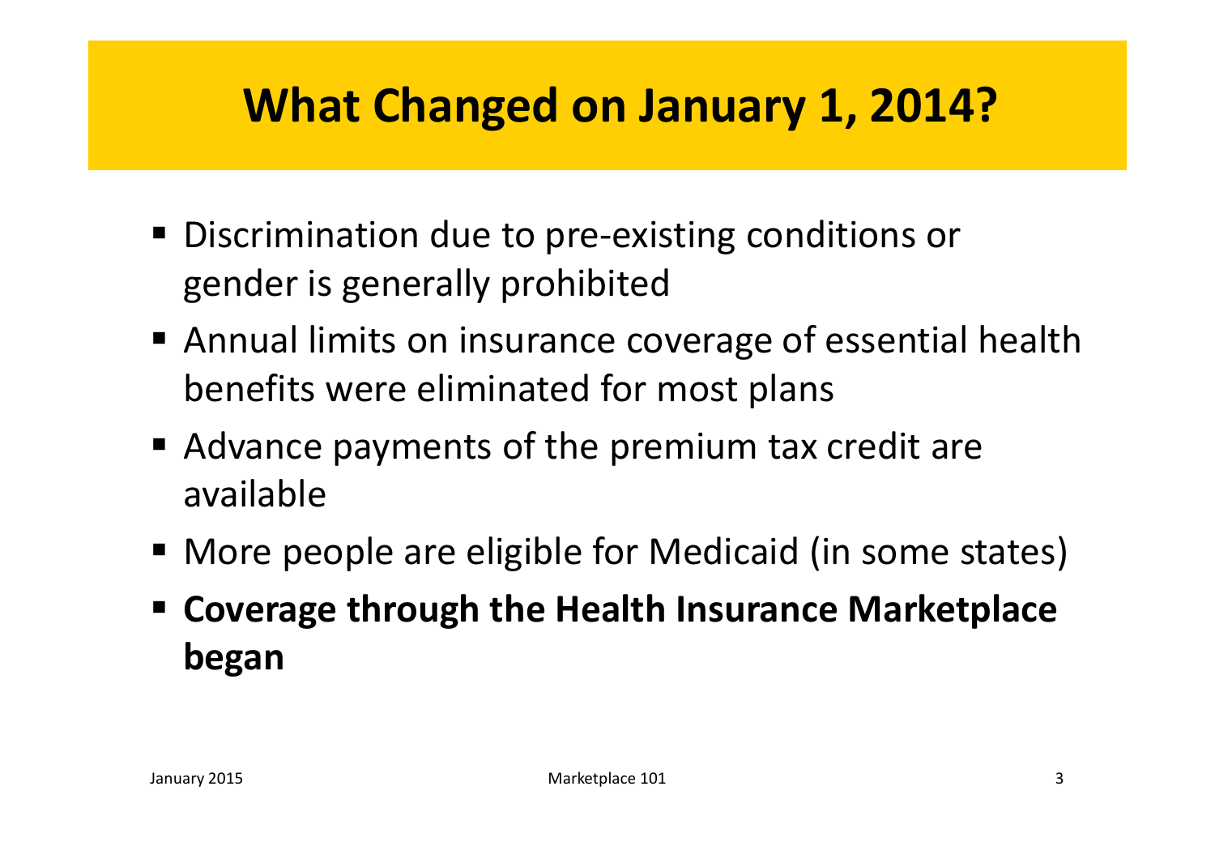# What Changed on January 1, 2014?

- Discrimination due to pre-existing conditions or gender is generally prohibited
- Annual limits on insurance coverage of essential health benefits were eliminated for most plans
- Advance payments of the premium tax credit are available
- More people are eligible for Medicaid (in some states)
- **Coverage through the Health Insurance Marketplace began**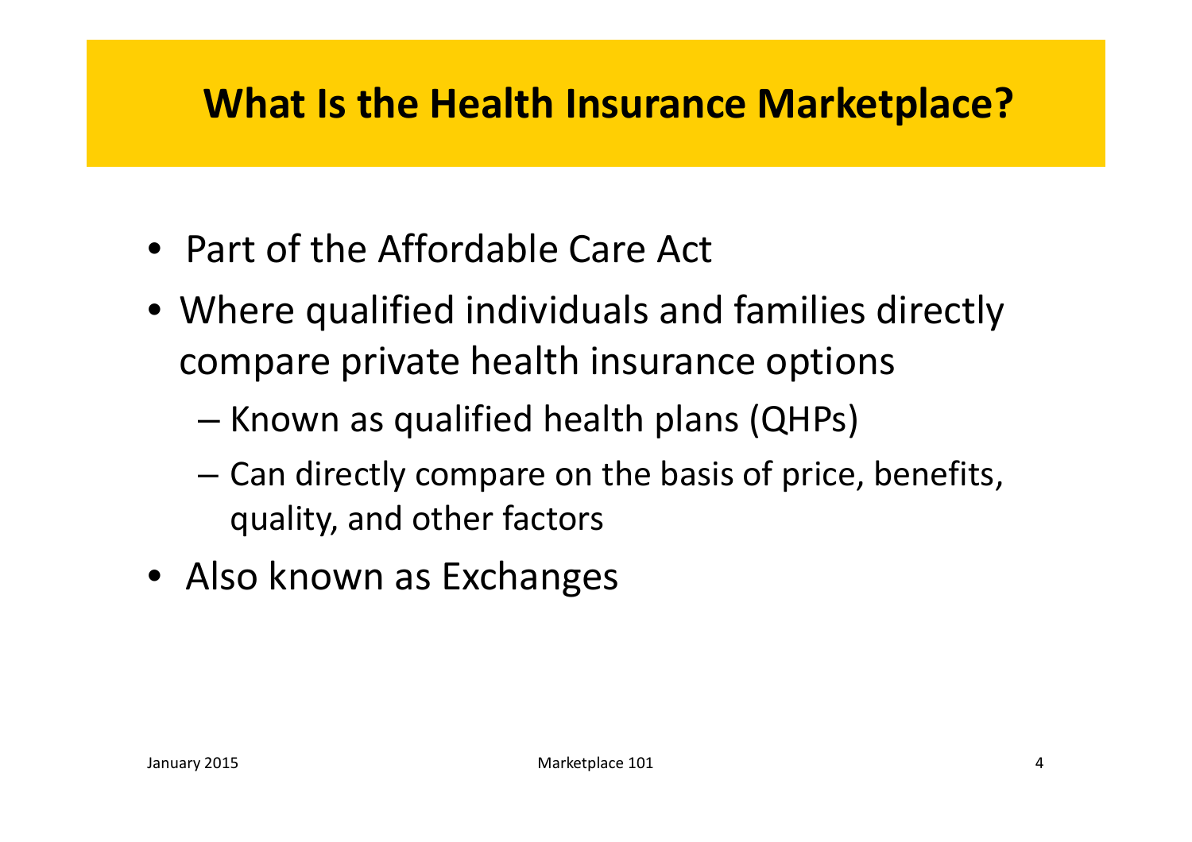# What Is the Health Insurance Marketplace?

- Part of the Affordable Care Act
- Where qualified individuals and families directly compare private health insurance options
  - Known as qualified health plans (QHPs)
  - Can directly compare on the basis of price, benefits, quality, and other factors
- Also known as Exchanges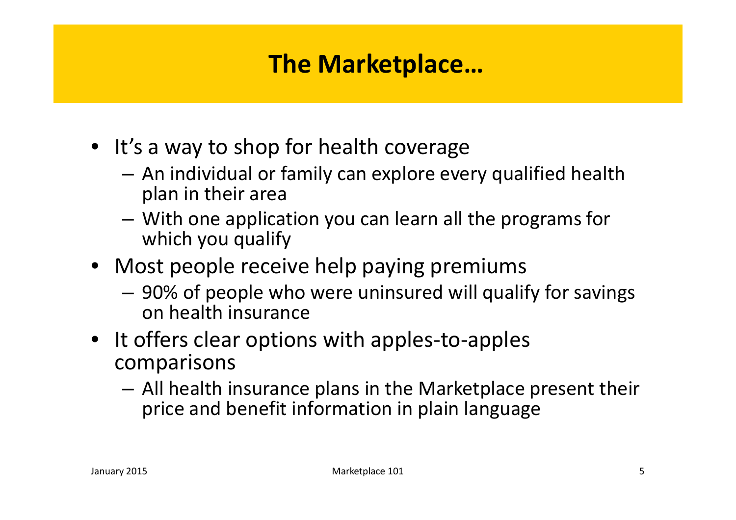# The Marketplace…

- It's a way to shop for health coverage
  - An individual or family can explore every qualified health plan in their area
  - With one application you can learn all the programs for which you qualify
- Most people receive help paying premiums
  - 90% of people who were uninsured will qualify for savings on health insurance
- It offers clear options with apples-to-apples comparisons
  - All health insurance plans in the Marketplace present their price and benefit information in plain language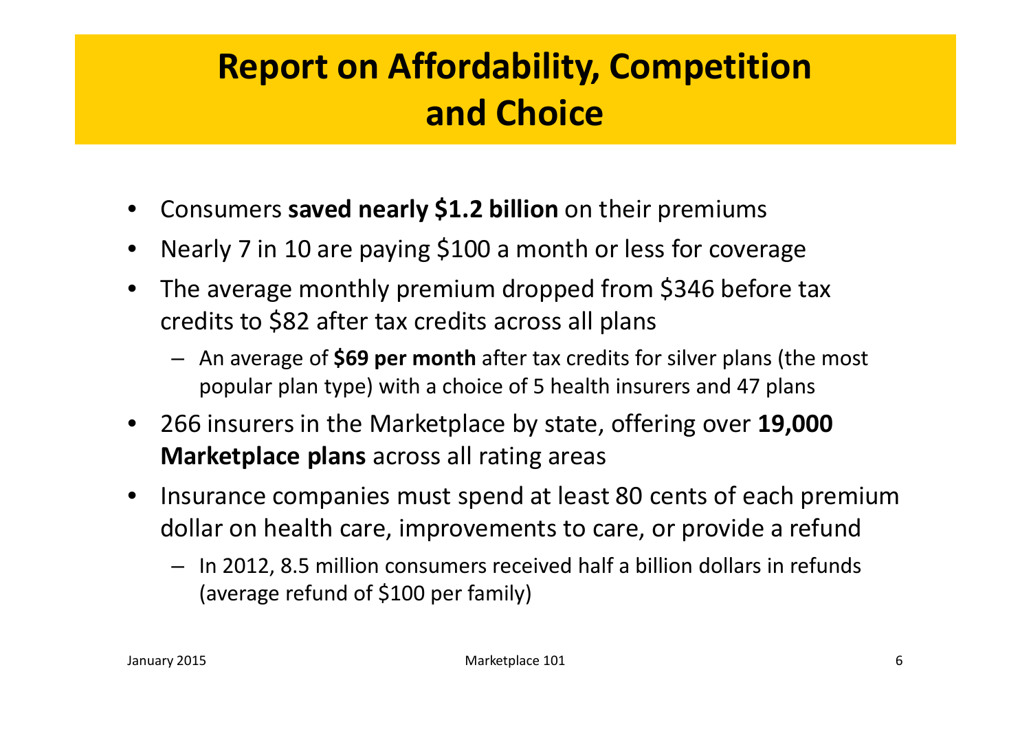# Report on Affordability, Competition and Choice

- Consumers **saved nearly $1.2 billion** on their premiums
- Nearly 7 in 10 are paying $100 a month or less for coverage
- The average monthly premium dropped from $346 before tax credits to $82 after tax credits across all plans
  - An average of **$69 per month** after tax credits for silver plans (the most popular plan type) with a choice of 5 health insurers and 47 plans
- 266 insurers in the Marketplace by state, offering over **19,000 Marketplace plans** across all rating areas
- Insurance companies must spend at least 80 cents of each premium dollar on health care, improvements to care, or provide a refund
  - In 2012, 8.5 million consumers received half a billion dollars in refunds (average refund of $100 per family)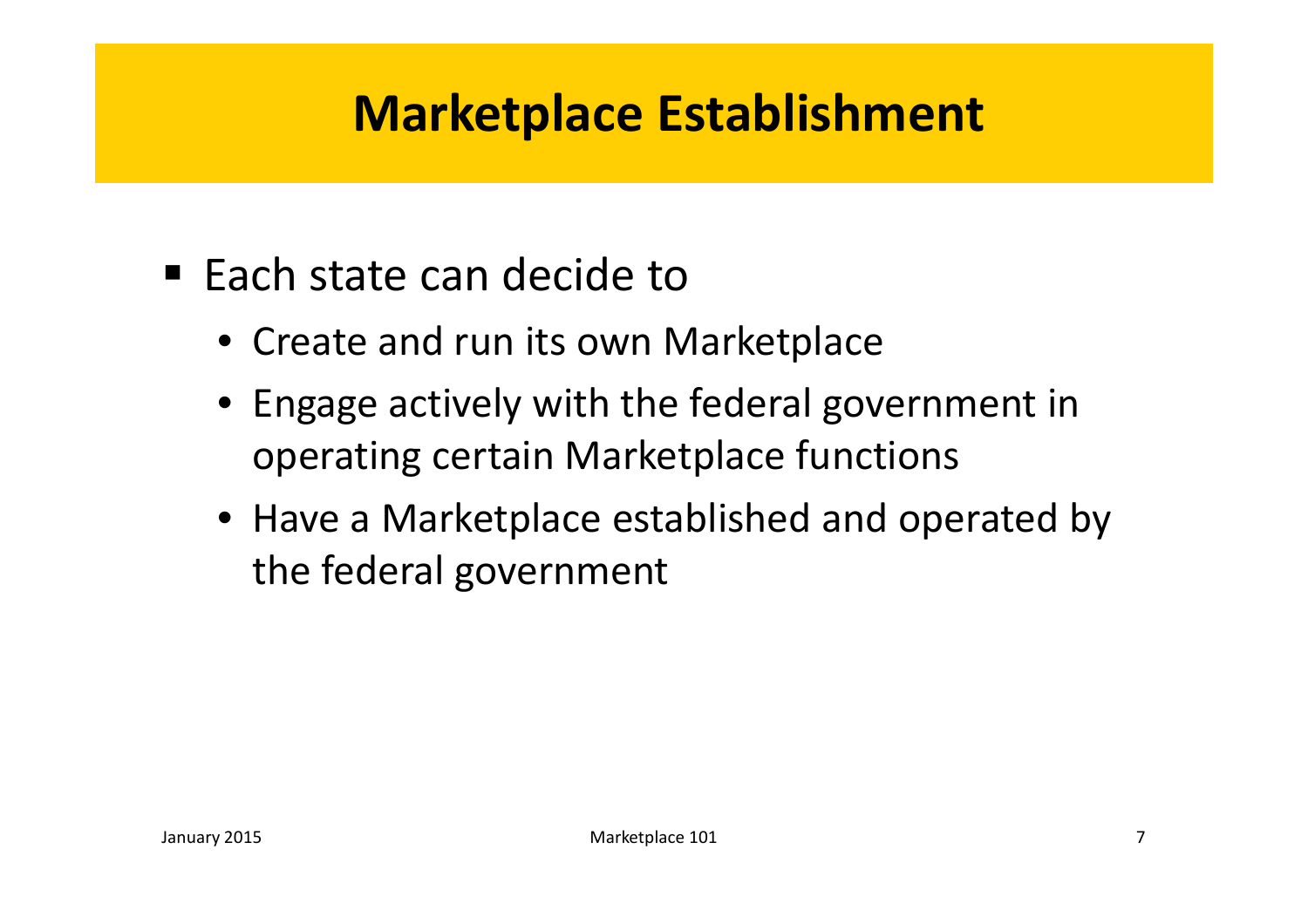# Marketplace Establishment

- Each state can decide to
  - Create and run its own Marketplace
  - Engage actively with the federal government in operating certain Marketplace functions
  - Have a Marketplace established and operated by the federal government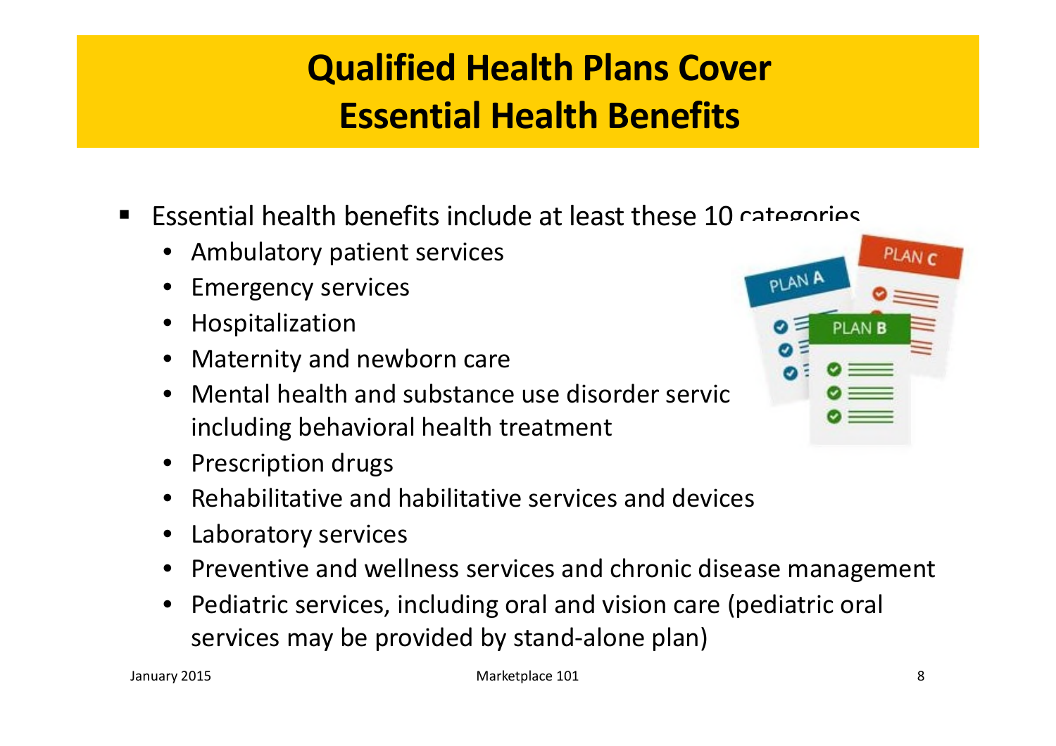# Qualified Health Plans Cover Essential Health Benefits

- Essential health benefits include at least these 10 categories
  - Ambulatory patient services
  - Emergency services
  - Hospitalization
  - Maternity and newborn care
  - Mental health and substance use disorder services, including behavioral health treatment
  - Prescription drugs
  - Rehabilitative and habilitative services and devices
  - Laboratory services
  - Preventive and wellness services and chronic disease management
  - Pediatric services, including oral and vision care (pediatric oral services may be provided by stand-alone plan)

January 2015

Marketplace 101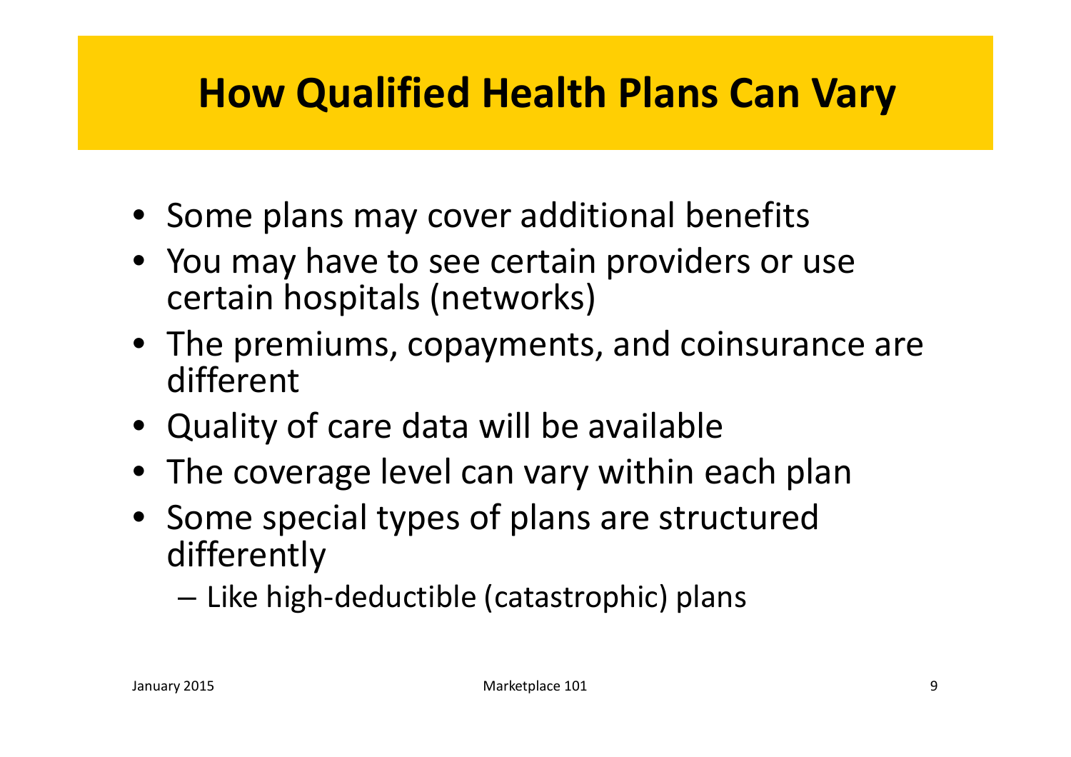# How Qualified Health Plans Can Vary

- Some plans may cover additional benefits
- You may have to see certain providers or use certain hospitals (networks)
- The premiums, copayments, and coinsurance are different
- Quality of care data will be available
- The coverage level can vary within each plan
- Some special types of plans are structured differently
  - Like high-deductible (catastrophic) plans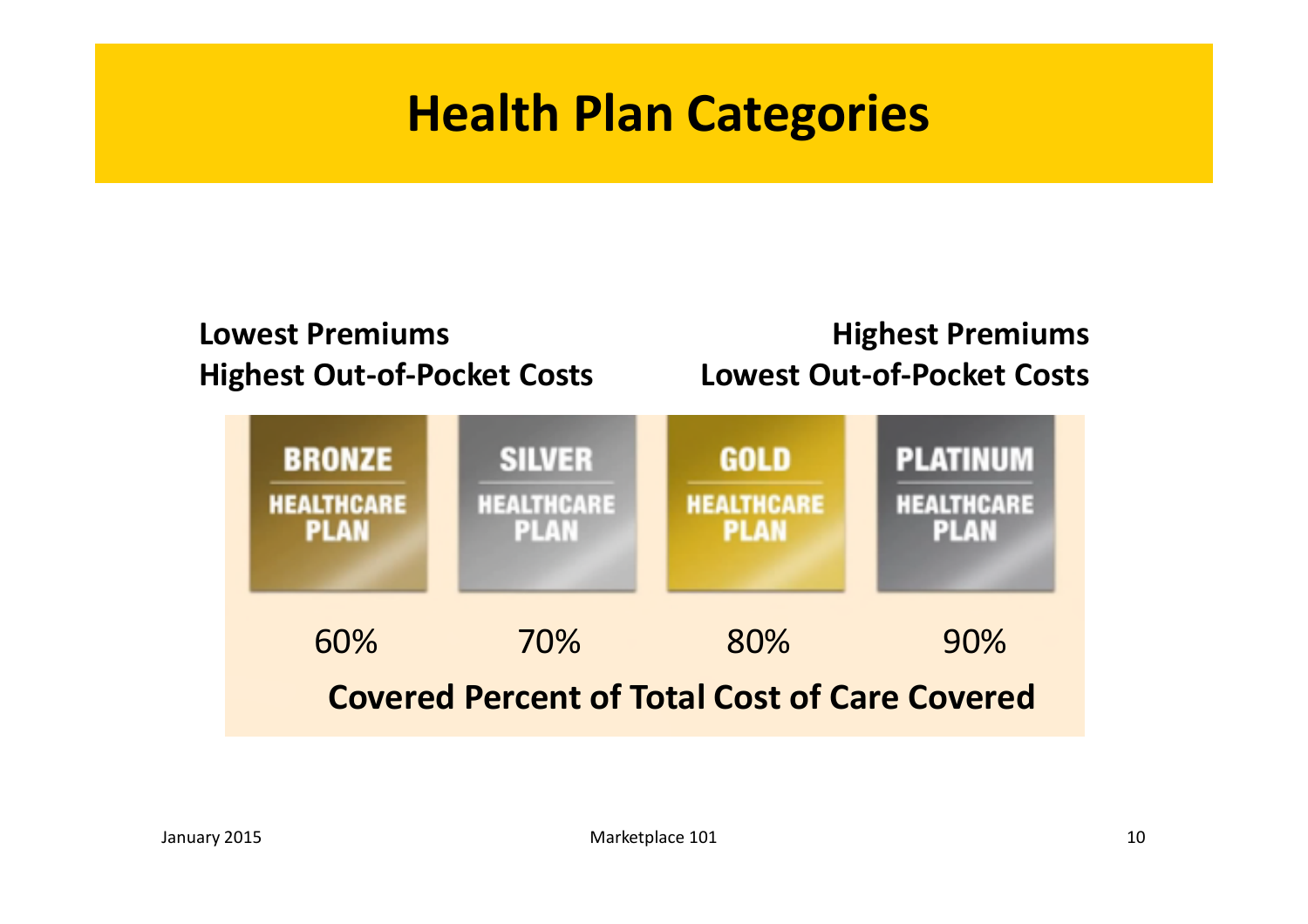# Health Plan Categories

| **Lowest Premiums**<br>**Highest Out-of-Pocket Costs** | | | **Highest Premiums**<br>**Lowest Out-of-Pocket Costs** |
|---|---|---|---|
| BRONZE HEALTHCARE PLAN | SILVER HEALTHCARE PLAN | GOLD HEALTHCARE PLAN | PLATINUM HEALTHCARE PLAN |
| 60% | 70% | 80% | 90% |

**Covered Percent of Total Cost of Care Covered**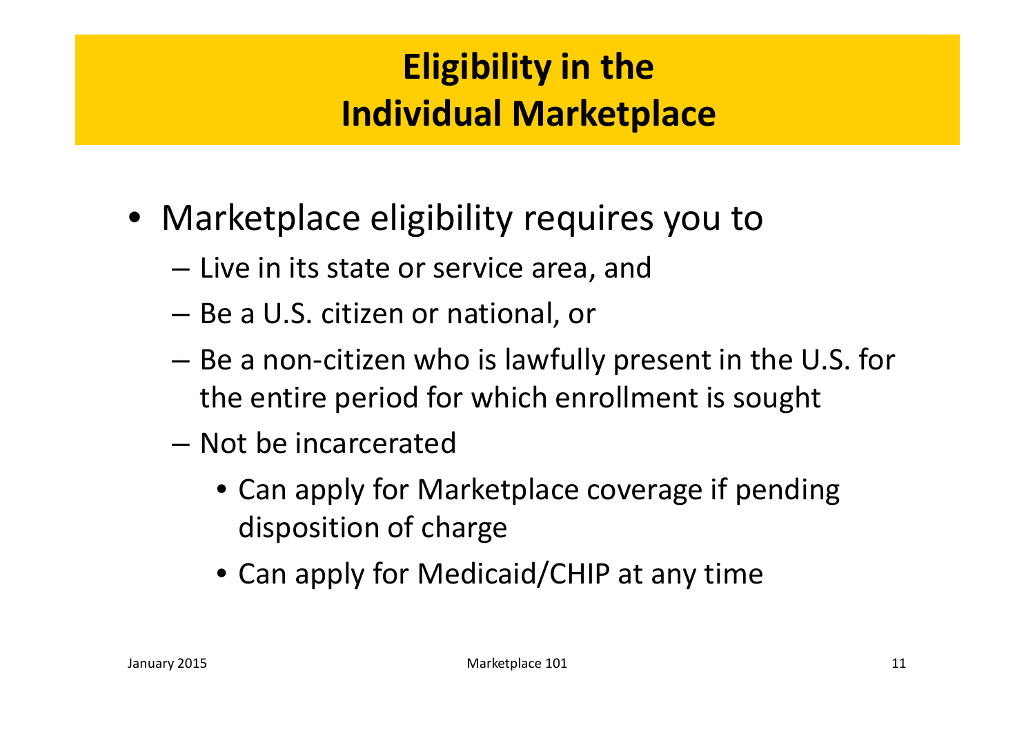# Eligibility in the Individual Marketplace

- Marketplace eligibility requires you to
  - Live in its state or service area, and
  - Be a U.S. citizen or national, or
  - Be a non-citizen who is lawfully present in the U.S. for the entire period for which enrollment is sought
  - Not be incarcerated
    - Can apply for Marketplace coverage if pending disposition of charge
    - Can apply for Medicaid/CHIP at any time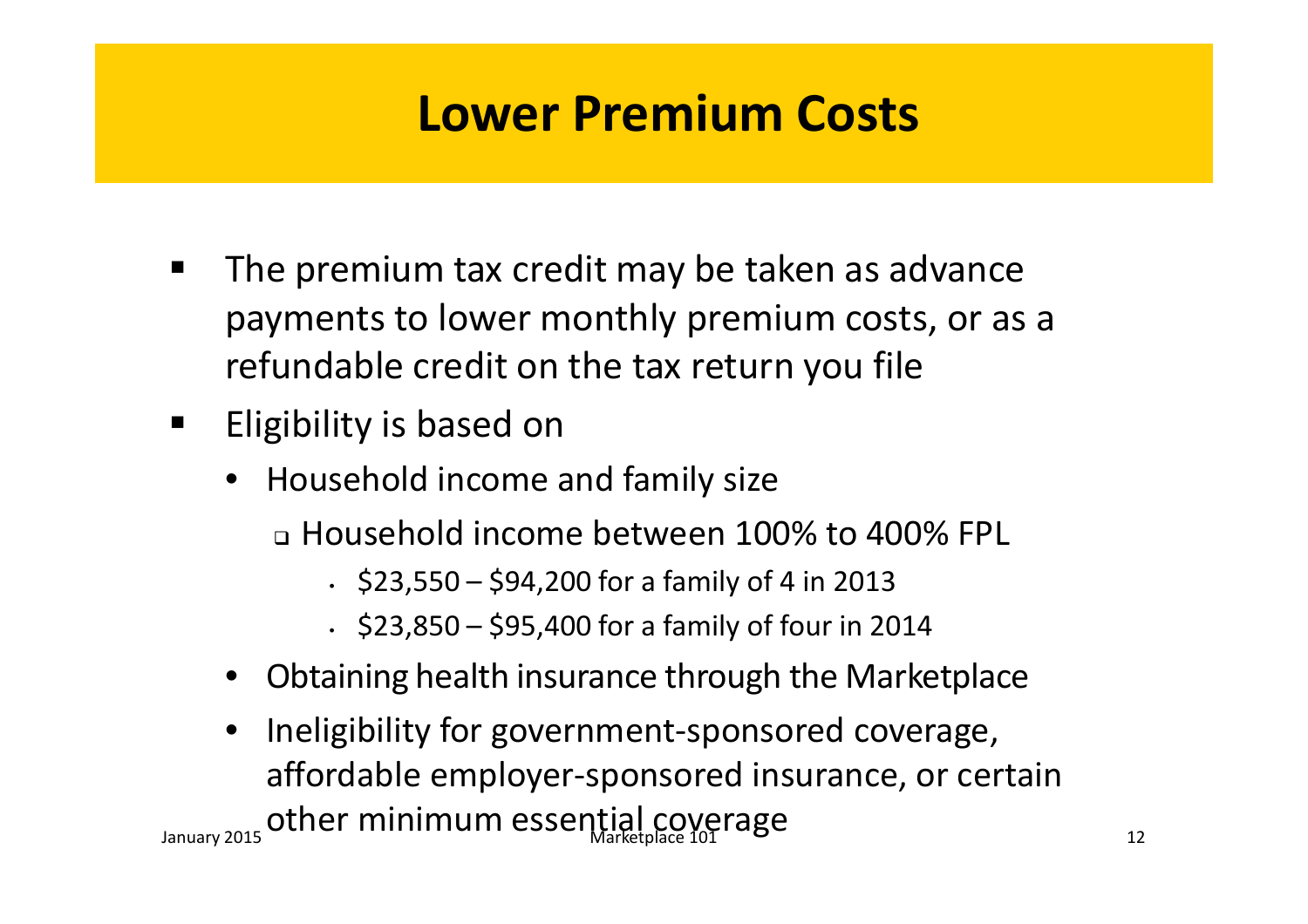# Lower Premium Costs

- The premium tax credit may be taken as advance payments to lower monthly premium costs, or as a refundable credit on the tax return you file
- Eligibility is based on
  - Household income and family size
    - Household income between 100% to 400% FPL
      - $23,550 – $94,200 for a family of 4 in 2013
      - $23,850 – $95,400 for a family of four in 2014
  - Obtaining health insurance through the Marketplace
  - Ineligibility for government-sponsored coverage, affordable employer-sponsored insurance, or certain other minimum essential coverage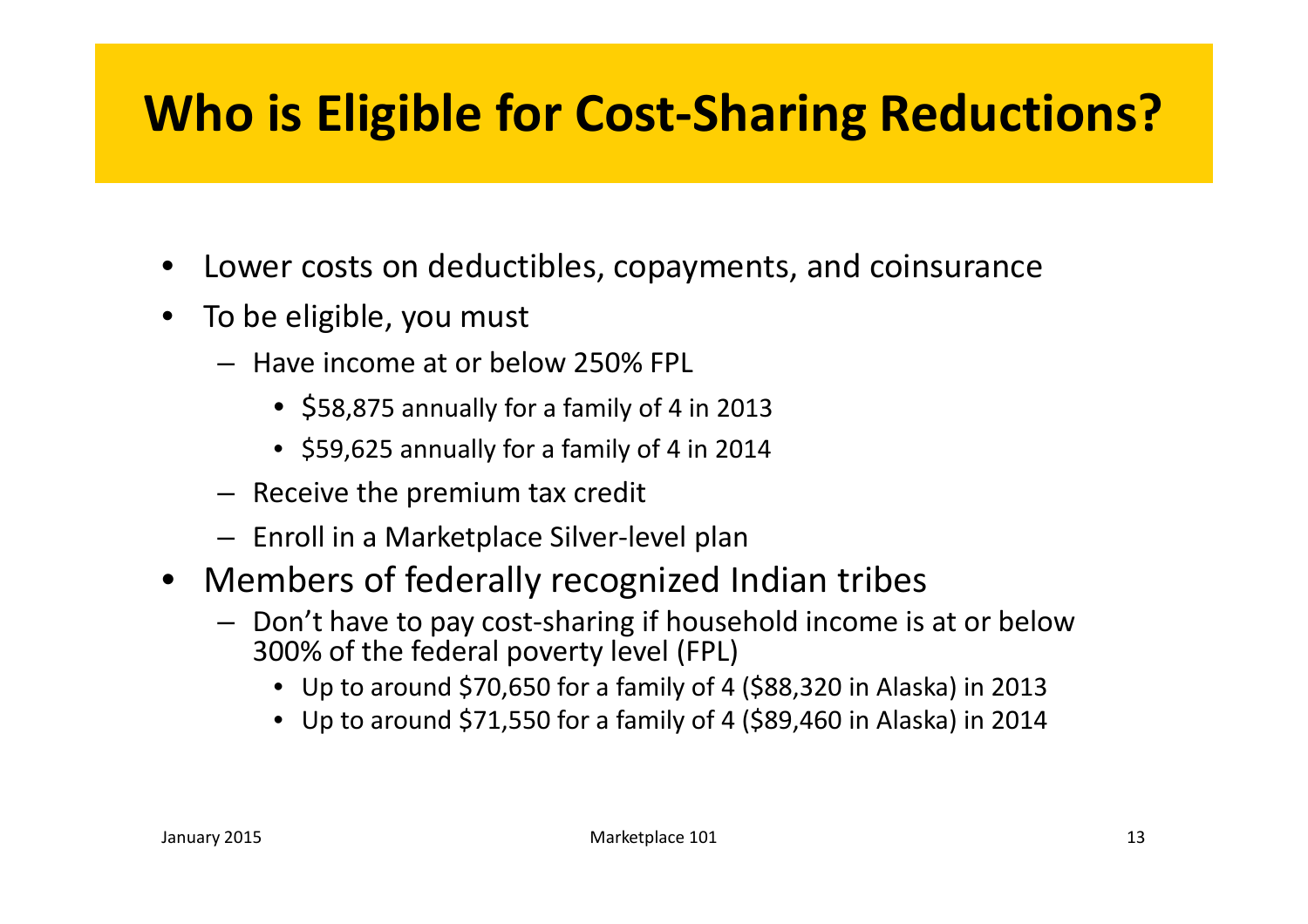# Who is Eligible for Cost-Sharing Reductions?

- Lower costs on deductibles, copayments, and coinsurance
- To be eligible, you must
  - Have income at or below 250% FPL
    - $58,875 annually for a family of 4 in 2013
    - $59,625 annually for a family of 4 in 2014
  - Receive the premium tax credit
  - Enroll in a Marketplace Silver-level plan
- Members of federally recognized Indian tribes
  - Don't have to pay cost-sharing if household income is at or below 300% of the federal poverty level (FPL)
    - Up to around $70,650 for a family of 4 ($88,320 in Alaska) in 2013
    - Up to around $71,550 for a family of 4 ($89,460 in Alaska) in 2014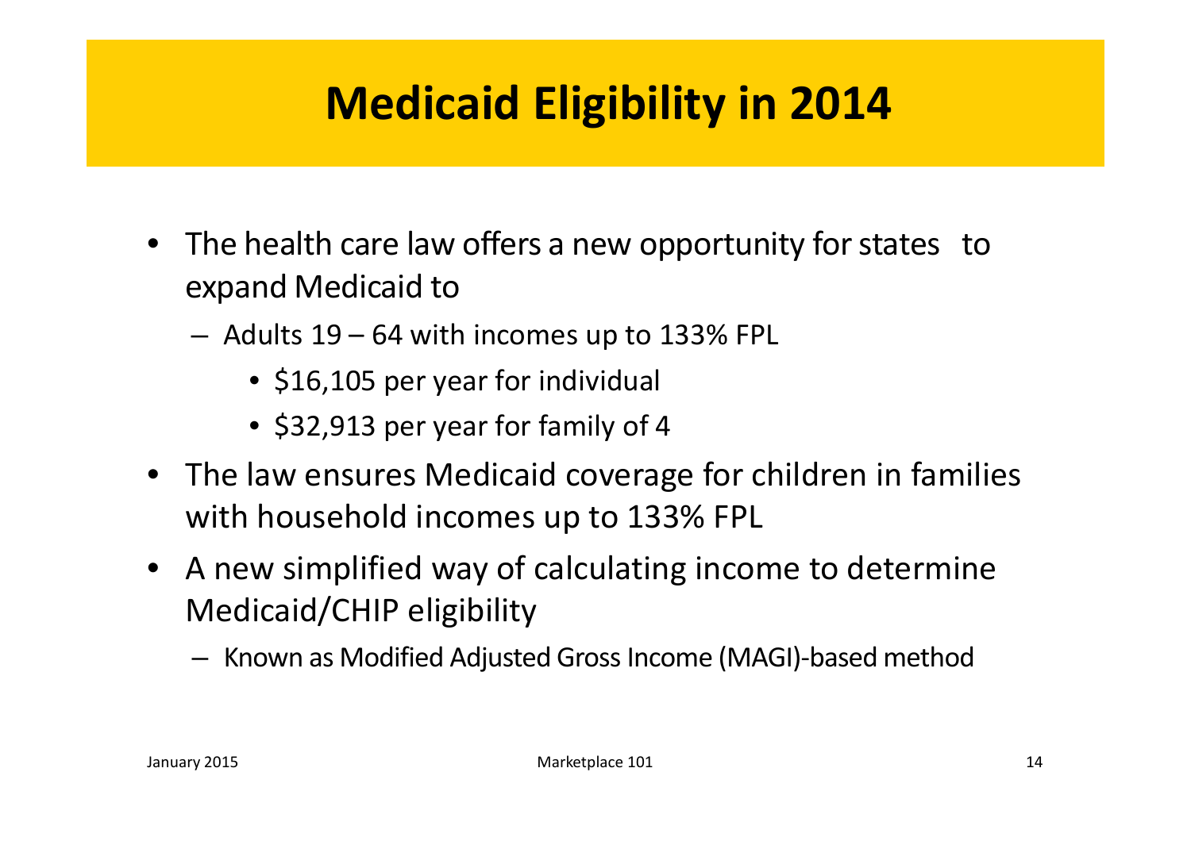# Medicaid Eligibility in 2014

- The health care law offers a new opportunity for states to expand Medicaid to
  - Adults 19 – 64 with incomes up to 133% FPL
    - $16,105 per year for individual
    - $32,913 per year for family of 4
- The law ensures Medicaid coverage for children in families with household incomes up to 133% FPL
- A new simplified way of calculating income to determine Medicaid/CHIP eligibility
  - Known as Modified Adjusted Gross Income (MAGI)-based method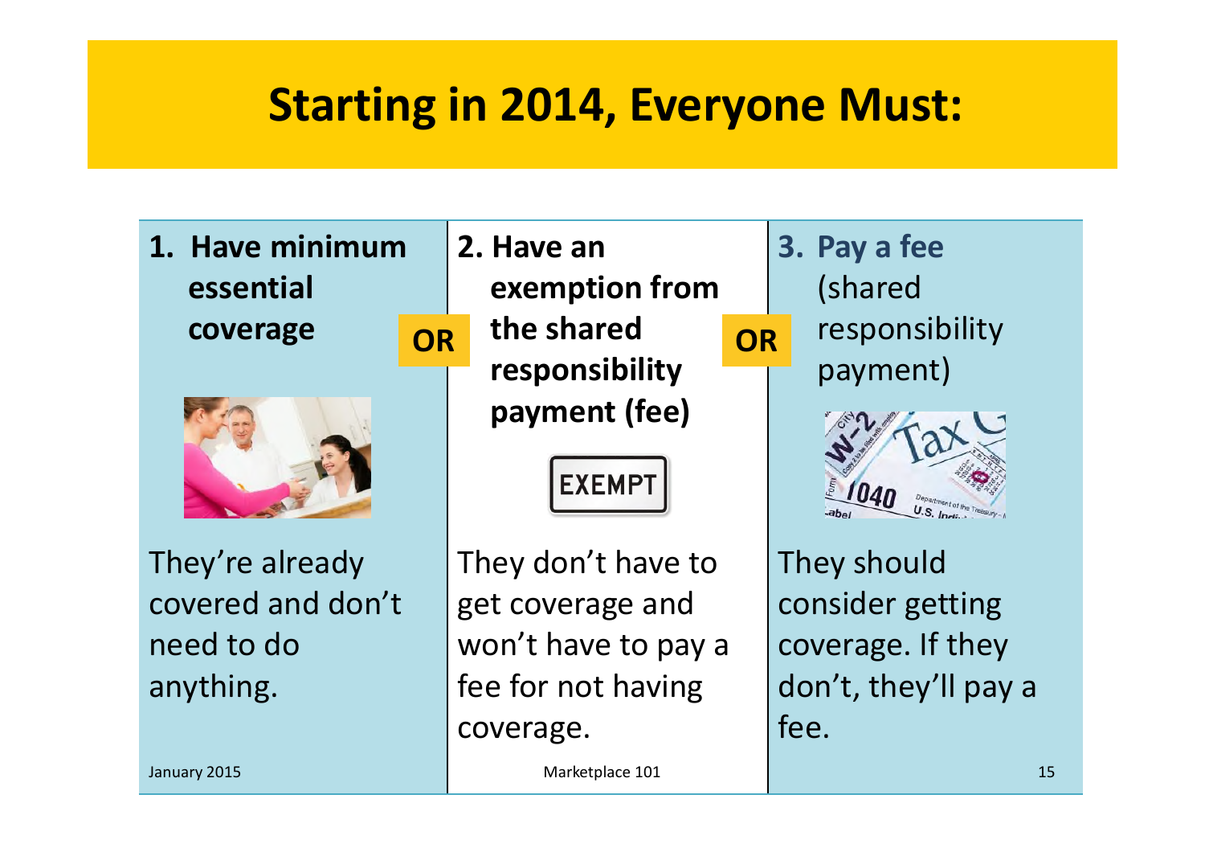# Starting in 2014, Everyone Must:

| 1. Have minimum essential coverage | OR | 2. Have an exemption from the shared responsibility payment (fee) | OR | 3. Pay a fee (shared responsibility payment) |
|---|---|---|---|---|
| They're already covered and don't need to do anything. | | They don't have to get coverage and won't have to pay a fee for not having coverage. | | They should consider getting coverage. If they don't, they'll pay a fee. |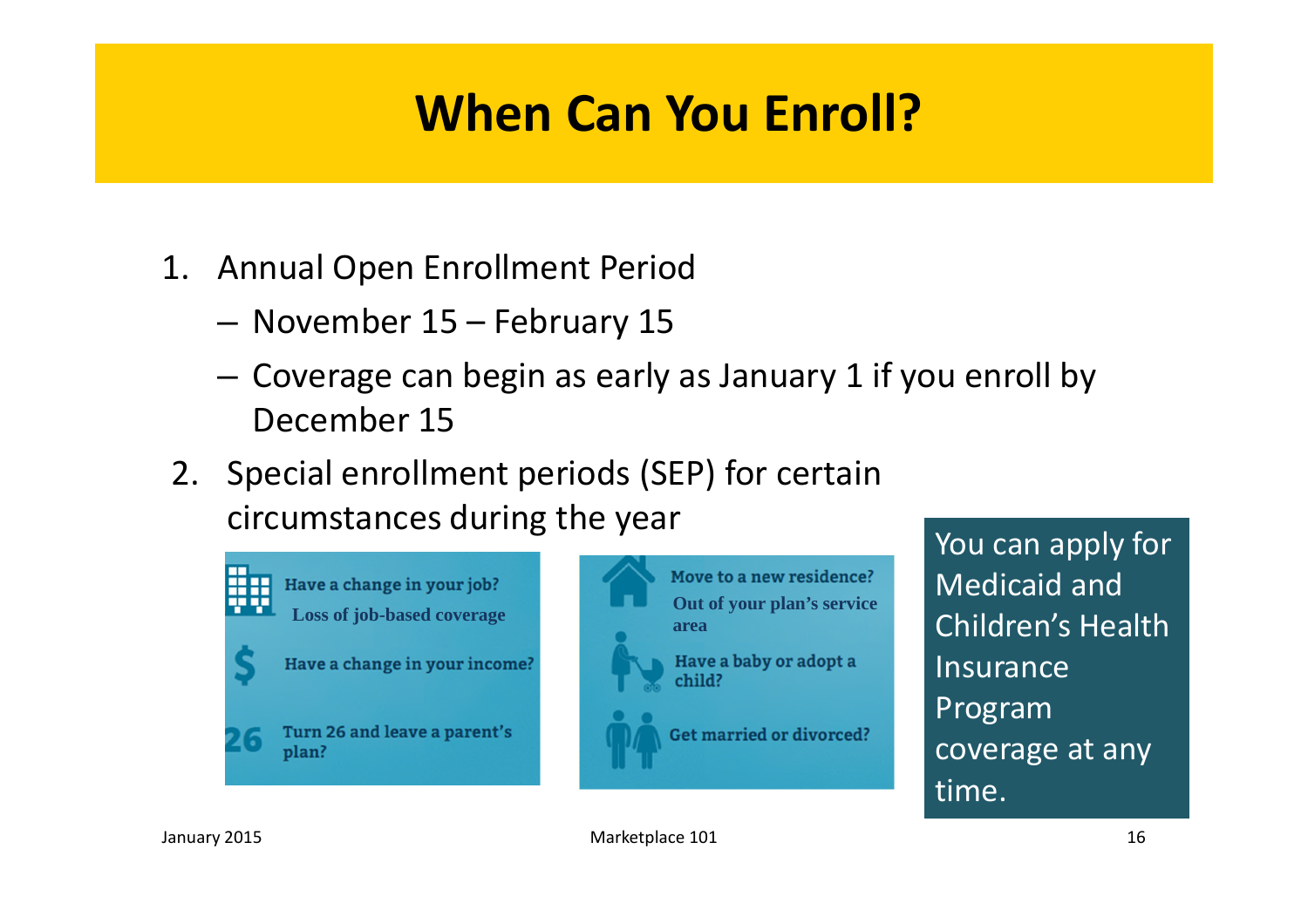# When Can You Enroll?

1. Annual Open Enrollment Period
   - November 15 – February 15
   - Coverage can begin as early as January 1 if you enroll by December 15
2. Special enrollment periods (SEP) for certain circumstances during the year

Have a change in your job?
Loss of job-based coverage

Have a change in your income?

Turn 26 and leave a parent's plan?

Move to a new residence?
Out of your plan's service area

Have a baby or adopt a child?

Get married or divorced?

You can apply for Medicaid and Children's Health Insurance Program coverage at any time.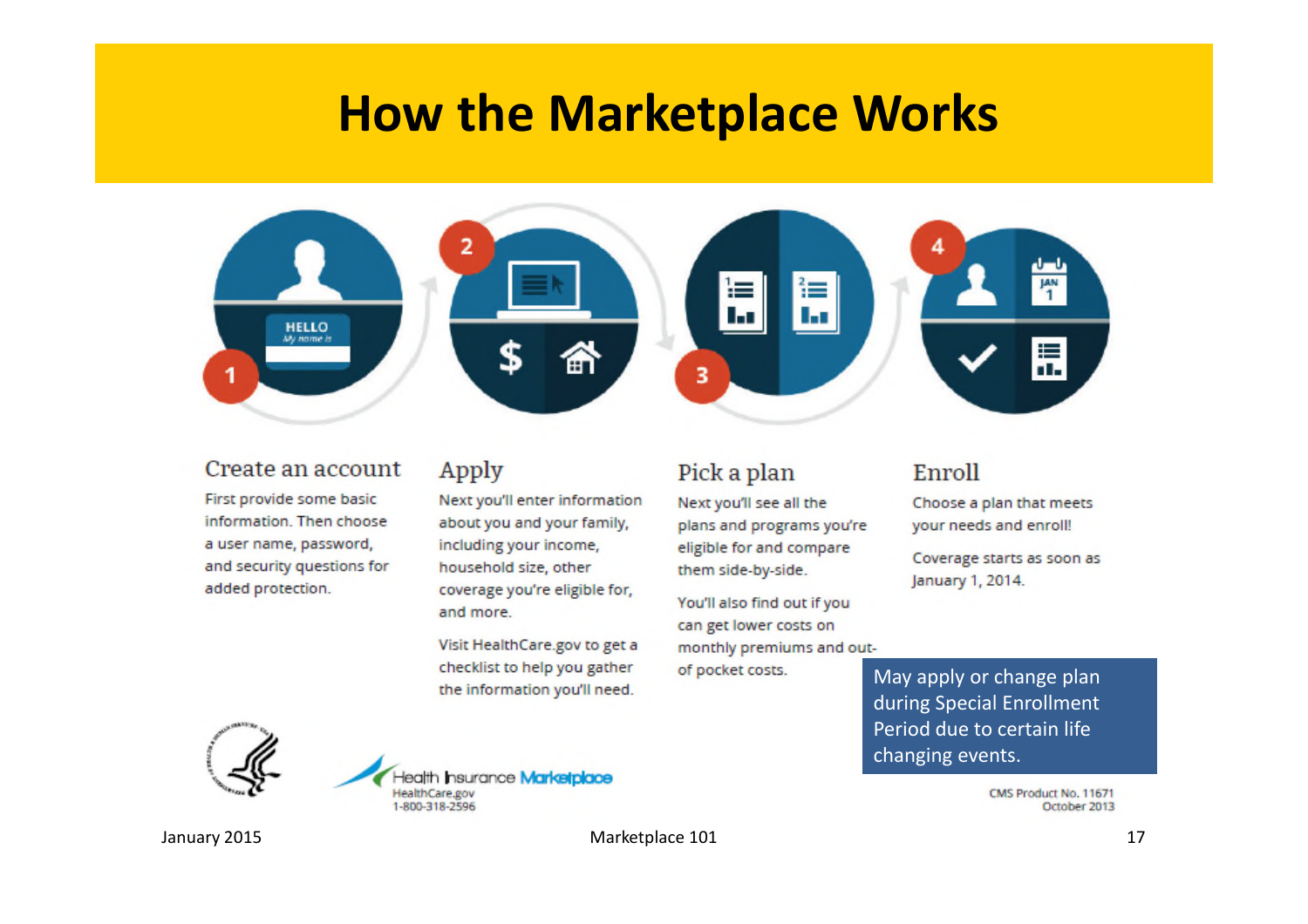# How the Marketplace Works

### 1. Create an account

First provide some basic information. Then choose a user name, password, and security questions for added protection.

### 2. Apply

Next you'll enter information about you and your family, including your income, household size, other coverage you're eligible for, and more.

Visit HealthCare.gov to get a checklist to help you gather the information you'll need.

### 3. Pick a plan

Next you'll see all the plans and programs you're eligible for and compare them side-by-side.

You'll also find out if you can get lower costs on monthly premiums and out-of pocket costs.

### 4. Enroll

Choose a plan that meets your needs and enroll!

Coverage starts as soon as January 1, 2014.

May apply or change plan during Special Enrollment Period due to certain life changing events.

Health Insurance Marketplace
HealthCare.gov
1-800-318-2596

CMS Product No. 11671
October 2013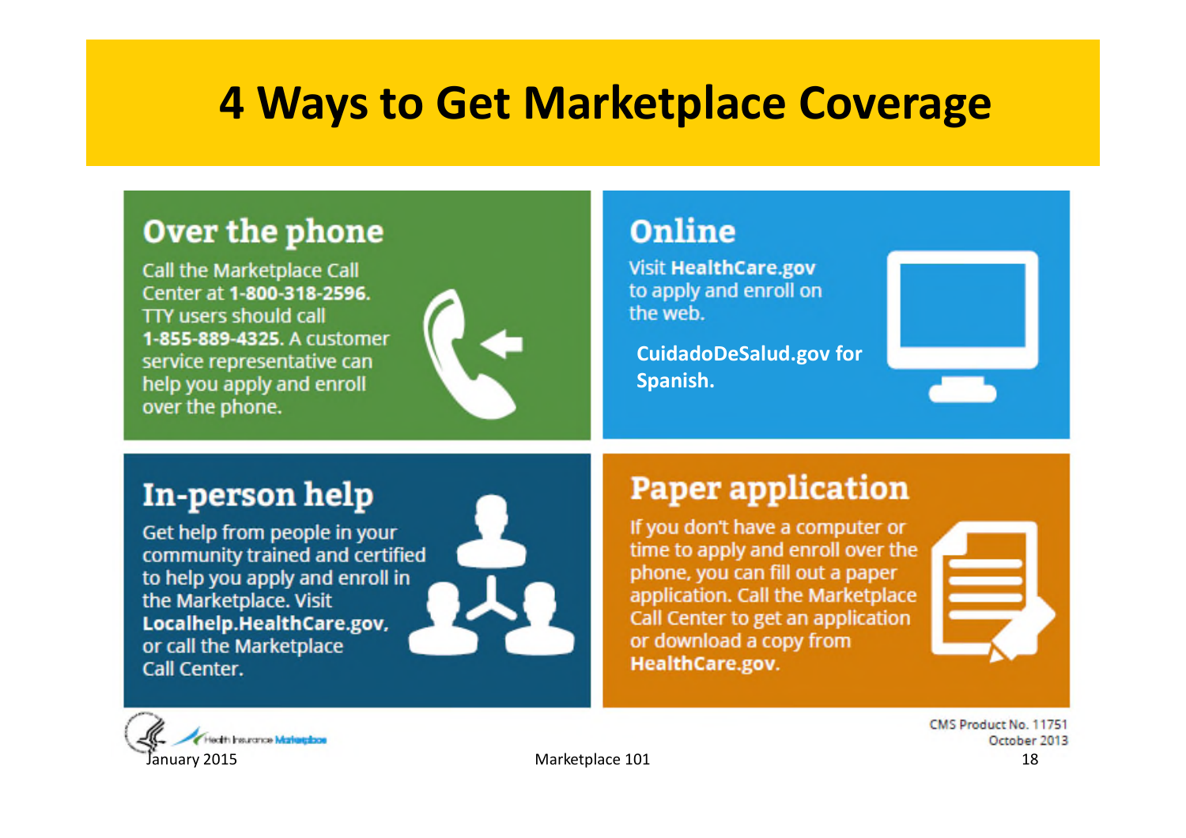# 4 Ways to Get Marketplace Coverage

## Over the phone

Call the Marketplace Call Center at **1-800-318-2596.** TTY users should call **1-855-889-4325.** A customer service representative can help you apply and enroll over the phone.

## Online

Visit **HealthCare.gov** to apply and enroll on the web.

**CuidadoDeSalud.gov for Spanish.**

## In-person help

Get help from people in your community trained and certified to help you apply and enroll in the Marketplace. Visit **Localhelp.HealthCare.gov**, or call the Marketplace Call Center.

## Paper application

If you don't have a computer or time to apply and enroll over the phone, you can fill out a paper application. Call the Marketplace Call Center to get an application or download a copy from **HealthCare.gov.**

CMS Product No. 11751
October 2013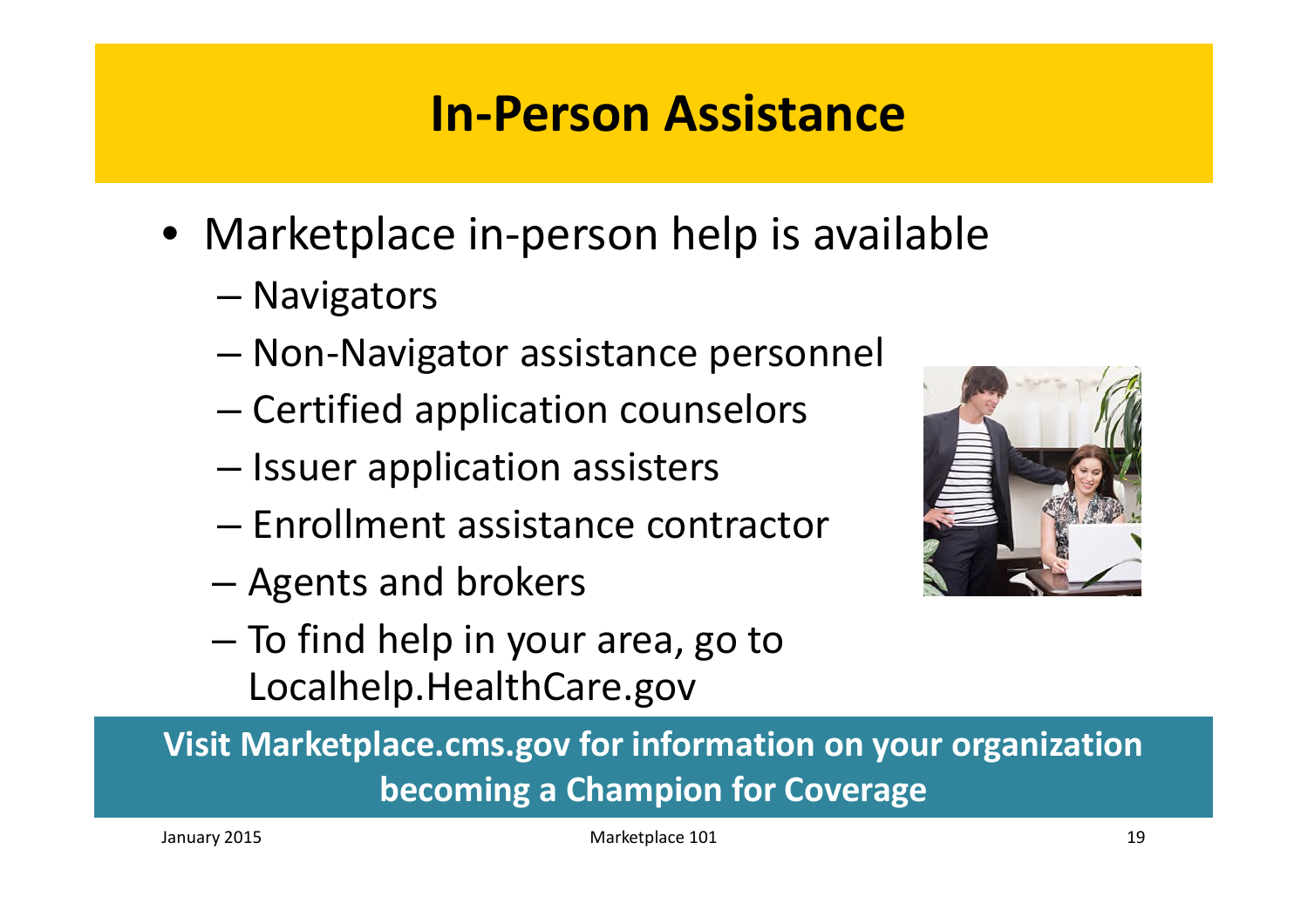# In-Person Assistance

- Marketplace in-person help is available
  - Navigators
  - Non-Navigator assistance personnel
  - Certified application counselors
  - Issuer application assisters
  - Enrollment assistance contractor
  - Agents and brokers
  - To find help in your area, go to Localhelp.HealthCare.gov

**Visit Marketplace.cms.gov for information on your organization becoming a Champion for Coverage**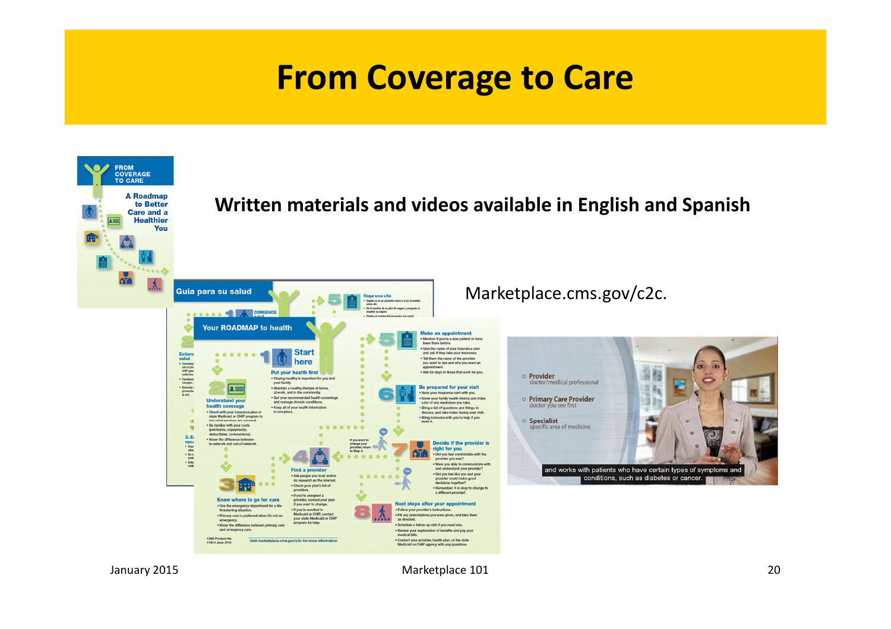# From Coverage to Care

**Written materials and videos available in English and Spanish**

Marketplace.cms.gov/c2c.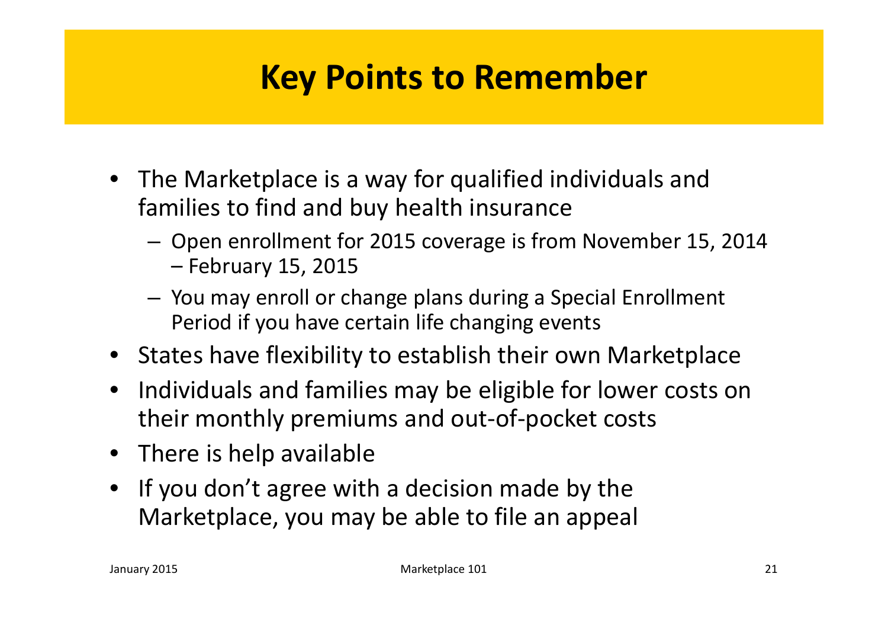# Key Points to Remember

- The Marketplace is a way for qualified individuals and families to find and buy health insurance
  - Open enrollment for 2015 coverage is from November 15, 2014 – February 15, 2015
  - You may enroll or change plans during a Special Enrollment Period if you have certain life changing events
- States have flexibility to establish their own Marketplace
- Individuals and families may be eligible for lower costs on their monthly premiums and out-of-pocket costs
- There is help available
- If you don't agree with a decision made by the Marketplace, you may be able to file an appeal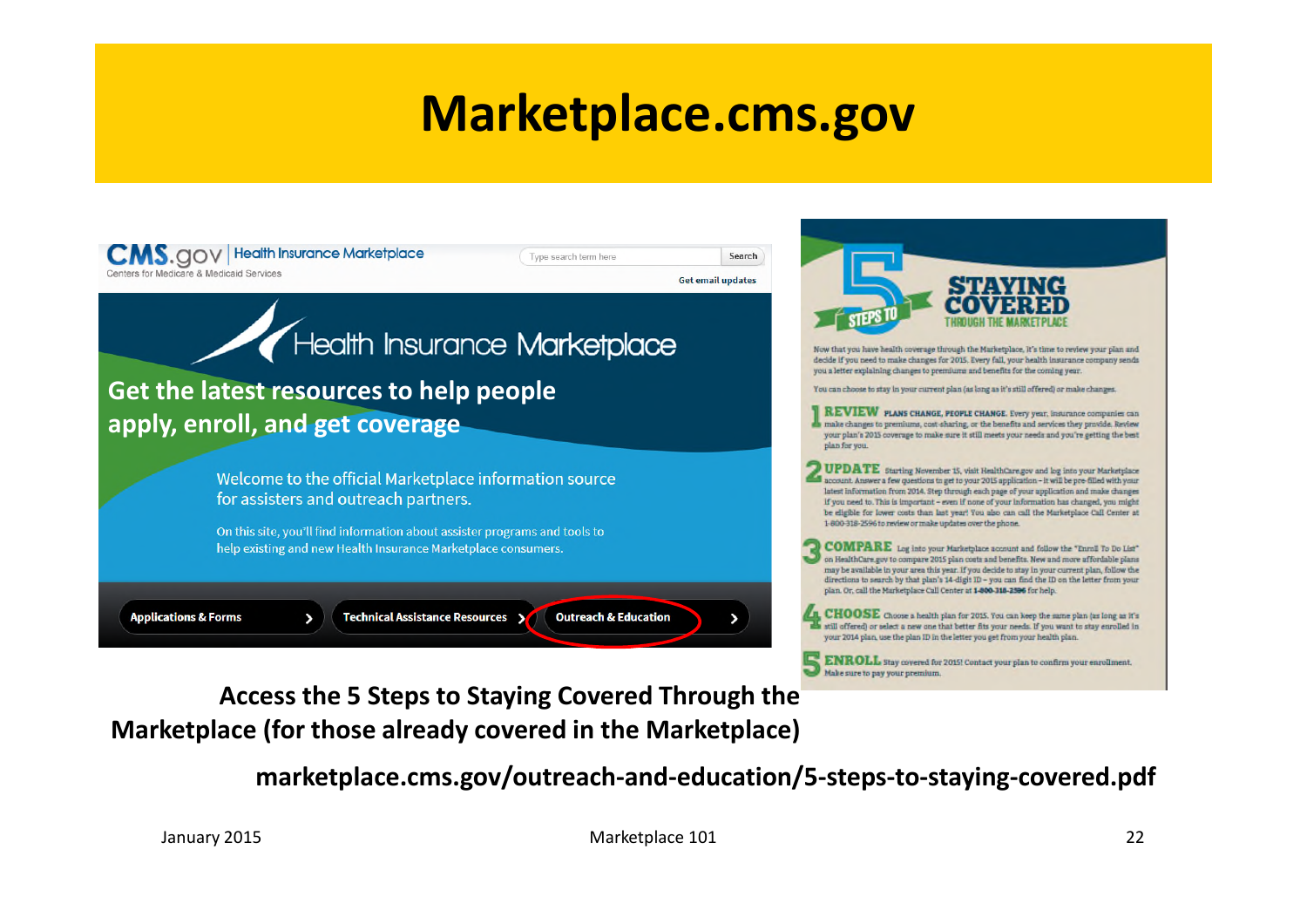# Marketplace.cms.gov

CMS.gov | Health Insurance Marketplace
Centers for Medicare & Medicaid Services

Type search term here | Search

Get email updates

Health Insurance Marketplace

**Get the latest resources to help people apply, enroll, and get coverage**

Welcome to the official Marketplace information source for assisters and outreach partners.

On this site, you'll find information about assister programs and tools to help existing and new Health Insurance Marketplace consumers.

Applications & Forms | Technical Assistance Resources | Outreach & Education

## 5 STEPS TO STAYING COVERED THROUGH THE MARKETPLACE

Now that you have health coverage through the Marketplace, it's time to review your plan and decide if you need to make changes for 2015. Every fall, your health insurance company sends you a letter explaining changes to premiums and benefits for the coming year.

You can choose to stay in your current plan (as long as it's still offered) or make changes.

1. **REVIEW** PLANS CHANGE, PEOPLE CHANGE. Every year, insurance companies can make changes to premiums, cost-sharing, or the benefits and services they provide. Review your plan's 2015 coverage to make sure it still meets your needs and you're getting the best plan for you.
2. **UPDATE** Starting November 15, visit HealthCare.gov and log into your Marketplace account. Answer a few questions to get to your 2015 application – it will be pre-filled with your latest information from 2014. Step through each page of your application and make changes if you need to. This is important – even if none of your information has changed, you might be eligible for lower costs than last year! You also can call the Marketplace Call Center at 1-800-318-2596 to review or make updates over the phone.
3. **COMPARE** Log into your Marketplace account and follow the "Enroll To Do List" on HealthCare.gov to compare 2015 plan costs and benefits. New and more affordable plans may be available in your area this year. If you decide to stay in your current plan, follow the directions to search by that plan's 14-digit ID – you can find the ID on the letter from your plan. Or, call the Marketplace Call Center at 1-800-318-2596 for help.
4. **CHOOSE** Choose a health plan for 2015. You can keep the same plan (as long as it's still offered) or select a new one that better fits your needs. If you want to stay enrolled in your 2014 plan, use the plan ID in the letter you get from your health plan.
5. **ENROLL** Stay covered for 2015! Contact your plan to confirm your enrollment. Make sure to pay your premium.

**Access the 5 Steps to Staying Covered Through the Marketplace (for those already covered in the Marketplace)**

**marketplace.cms.gov/outreach-and-education/5-steps-to-staying-covered.pdf**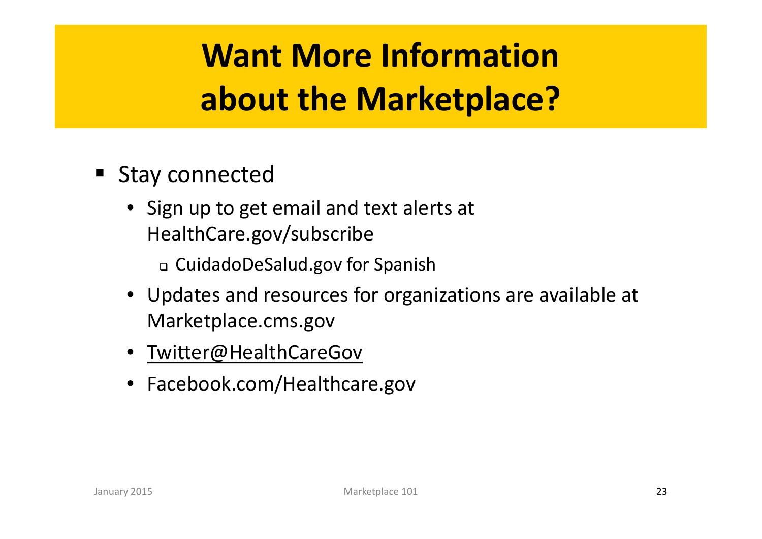# Want More Information about the Marketplace?

- Stay connected
  - Sign up to get email and text alerts at HealthCare.gov/subscribe
    - CuidadoDeSalud.gov for Spanish
  - Updates and resources for organizations are available at Marketplace.cms.gov
  - Twitter@HealthCareGov
  - Facebook.com/Healthcare.gov